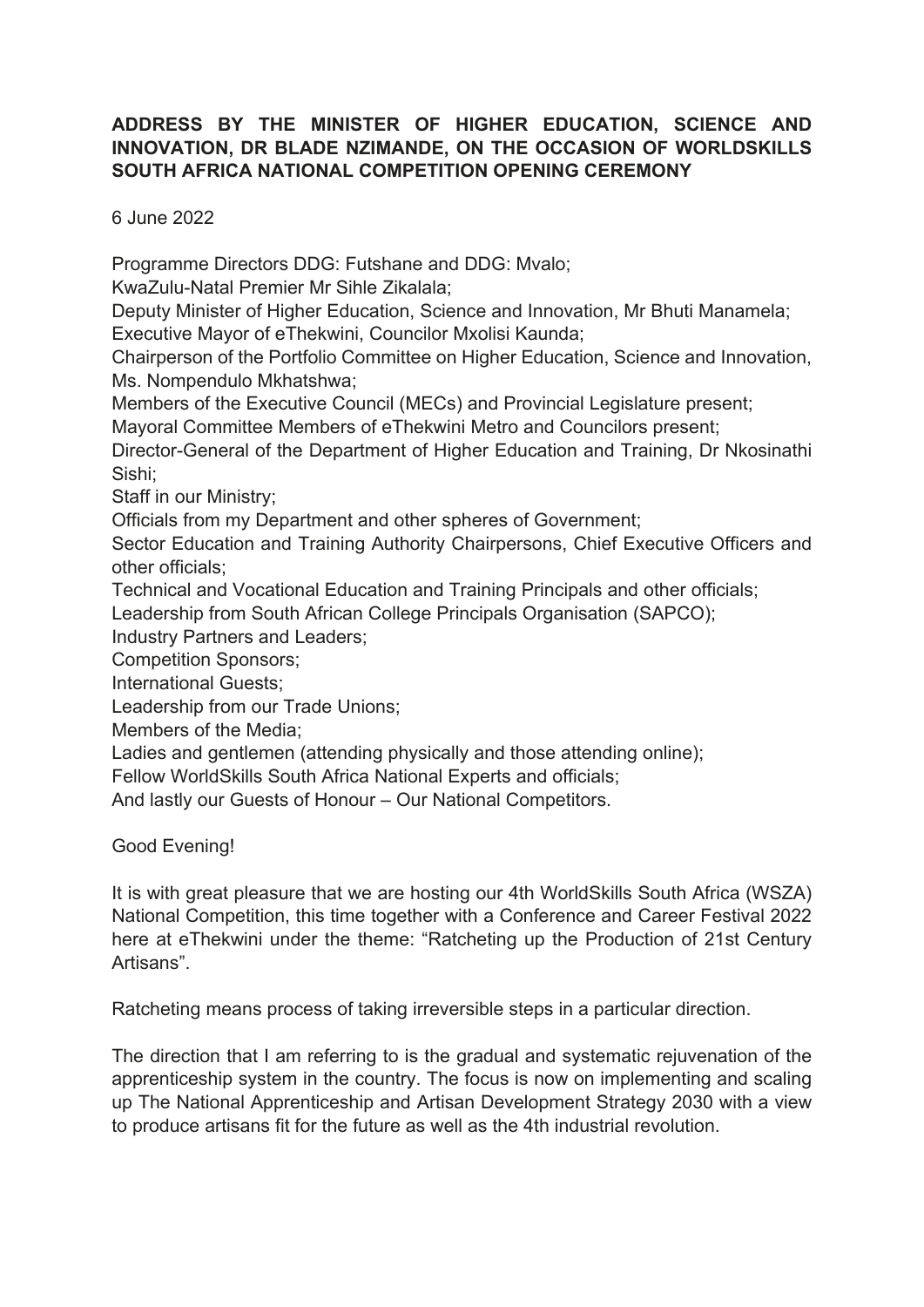**ADDRESS BY THE MINISTER OF HIGHER EDUCATION, SCIENCE AND INNOVATION, DR BLADE NZIMANDE, ON THE OCCASION OF WORLDSKILLS SOUTH AFRICA NATIONAL COMPETITION OPENING CEREMONY**

6 June 2022

Programme Directors DDG: Futshane and DDG: Mvalo;
KwaZulu-Natal Premier Mr Sihle Zikalala;
Deputy Minister of Higher Education, Science and Innovation, Mr Bhuti Manamela;
Executive Mayor of eThekwini, Councilor Mxolisi Kaunda;
Chairperson of the Portfolio Committee on Higher Education, Science and Innovation, Ms. Nompendulo Mkhatshwa;
Members of the Executive Council (MECs) and Provincial Legislature present;
Mayoral Committee Members of eThekwini Metro and Councilors present;
Director-General of the Department of Higher Education and Training, Dr Nkosinathi Sishi;
Staff in our Ministry;
Officials from my Department and other spheres of Government;
Sector Education and Training Authority Chairpersons, Chief Executive Officers and other officials;
Technical and Vocational Education and Training Principals and other officials;
Leadership from South African College Principals Organisation (SAPCO);
Industry Partners and Leaders;
Competition Sponsors;
International Guests;
Leadership from our Trade Unions;
Members of the Media;
Ladies and gentlemen (attending physically and those attending online);
Fellow WorldSkills South Africa National Experts and officials;
And lastly our Guests of Honour – Our National Competitors.

Good Evening!

It is with great pleasure that we are hosting our 4th WorldSkills South Africa (WSZA) National Competition, this time together with a Conference and Career Festival 2022 here at eThekwini under the theme: "Ratcheting up the Production of 21st Century Artisans".

Ratcheting means process of taking irreversible steps in a particular direction.

The direction that I am referring to is the gradual and systematic rejuvenation of the apprenticeship system in the country. The focus is now on implementing and scaling up The National Apprenticeship and Artisan Development Strategy 2030 with a view to produce artisans fit for the future as well as the 4th industrial revolution.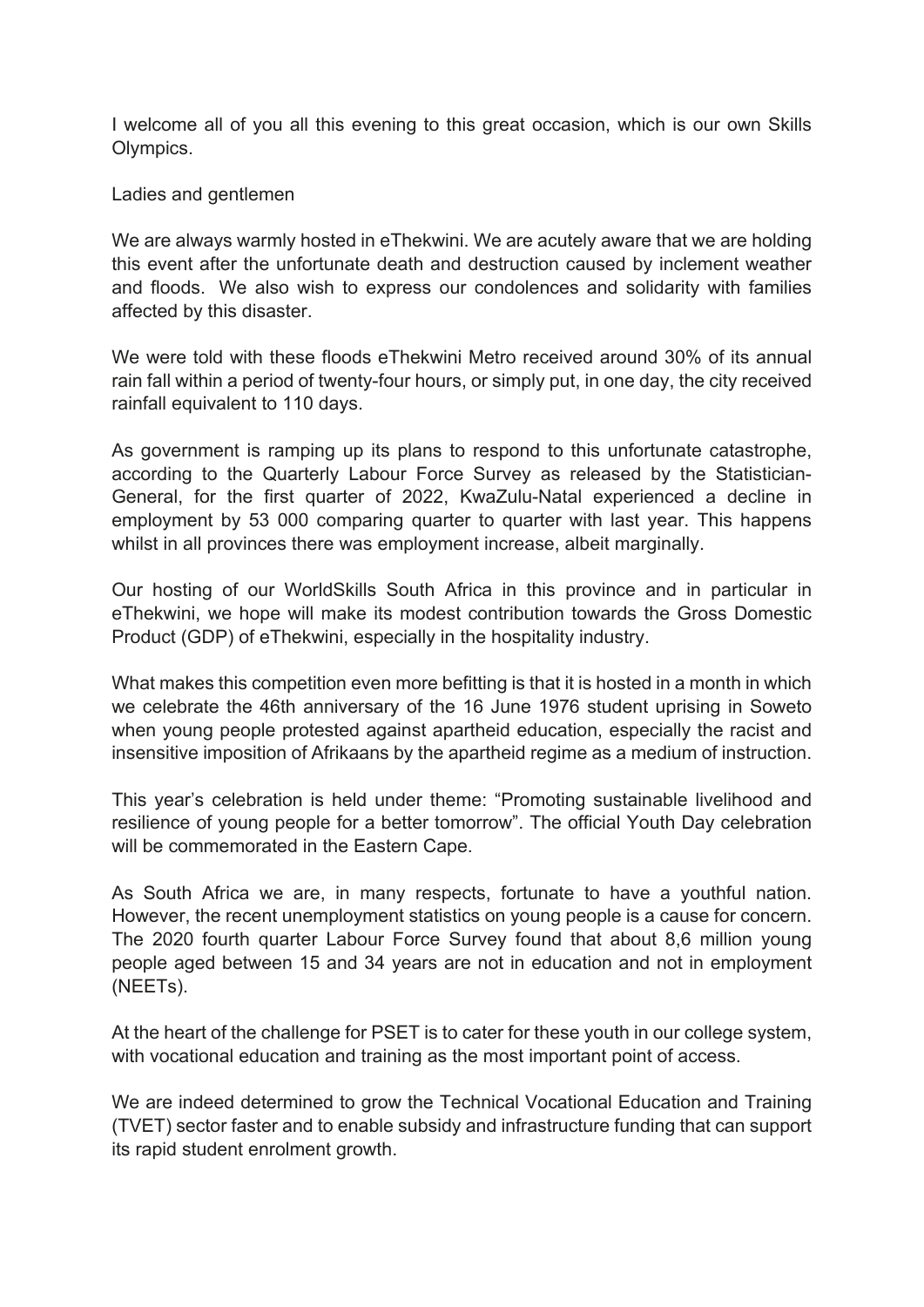I welcome all of you all this evening to this great occasion, which is our own Skills Olympics.

Ladies and gentlemen

We are always warmly hosted in eThekwini. We are acutely aware that we are holding this event after the unfortunate death and destruction caused by inclement weather and floods. We also wish to express our condolences and solidarity with families affected by this disaster.

We were told with these floods eThekwini Metro received around 30% of its annual rain fall within a period of twenty-four hours, or simply put, in one day, the city received rainfall equivalent to 110 days.

As government is ramping up its plans to respond to this unfortunate catastrophe, according to the Quarterly Labour Force Survey as released by the Statistician-General, for the first quarter of 2022, KwaZulu-Natal experienced a decline in employment by 53 000 comparing quarter to quarter with last year. This happens whilst in all provinces there was employment increase, albeit marginally.

Our hosting of our WorldSkills South Africa in this province and in particular in eThekwini, we hope will make its modest contribution towards the Gross Domestic Product (GDP) of eThekwini, especially in the hospitality industry.

What makes this competition even more befitting is that it is hosted in a month in which we celebrate the 46th anniversary of the 16 June 1976 student uprising in Soweto when young people protested against apartheid education, especially the racist and insensitive imposition of Afrikaans by the apartheid regime as a medium of instruction.

This year's celebration is held under theme: "Promoting sustainable livelihood and resilience of young people for a better tomorrow". The official Youth Day celebration will be commemorated in the Eastern Cape.

As South Africa we are, in many respects, fortunate to have a youthful nation. However, the recent unemployment statistics on young people is a cause for concern. The 2020 fourth quarter Labour Force Survey found that about 8,6 million young people aged between 15 and 34 years are not in education and not in employment (NEETs).

At the heart of the challenge for PSET is to cater for these youth in our college system, with vocational education and training as the most important point of access.

We are indeed determined to grow the Technical Vocational Education and Training (TVET) sector faster and to enable subsidy and infrastructure funding that can support its rapid student enrolment growth.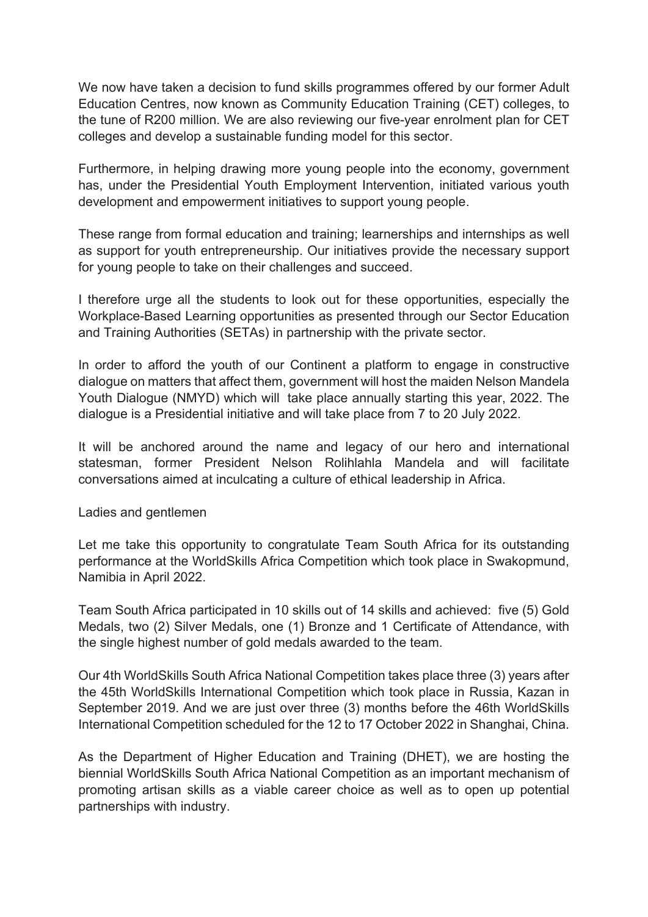We now have taken a decision to fund skills programmes offered by our former Adult Education Centres, now known as Community Education Training (CET) colleges, to the tune of R200 million. We are also reviewing our five-year enrolment plan for CET colleges and develop a sustainable funding model for this sector.

Furthermore, in helping drawing more young people into the economy, government has, under the Presidential Youth Employment Intervention, initiated various youth development and empowerment initiatives to support young people.

These range from formal education and training; learnerships and internships as well as support for youth entrepreneurship. Our initiatives provide the necessary support for young people to take on their challenges and succeed.

I therefore urge all the students to look out for these opportunities, especially the Workplace-Based Learning opportunities as presented through our Sector Education and Training Authorities (SETAs) in partnership with the private sector.

In order to afford the youth of our Continent a platform to engage in constructive dialogue on matters that affect them, government will host the maiden Nelson Mandela Youth Dialogue (NMYD) which will take place annually starting this year, 2022. The dialogue is a Presidential initiative and will take place from 7 to 20 July 2022.

It will be anchored around the name and legacy of our hero and international statesman, former President Nelson Rolihlahla Mandela and will facilitate conversations aimed at inculcating a culture of ethical leadership in Africa.

Ladies and gentlemen

Let me take this opportunity to congratulate Team South Africa for its outstanding performance at the WorldSkills Africa Competition which took place in Swakopmund, Namibia in April 2022.

Team South Africa participated in 10 skills out of 14 skills and achieved: five (5) Gold Medals, two (2) Silver Medals, one (1) Bronze and 1 Certificate of Attendance, with the single highest number of gold medals awarded to the team.

Our 4th WorldSkills South Africa National Competition takes place three (3) years after the 45th WorldSkills International Competition which took place in Russia, Kazan in September 2019. And we are just over three (3) months before the 46th WorldSkills International Competition scheduled for the 12 to 17 October 2022 in Shanghai, China.

As the Department of Higher Education and Training (DHET), we are hosting the biennial WorldSkills South Africa National Competition as an important mechanism of promoting artisan skills as a viable career choice as well as to open up potential partnerships with industry.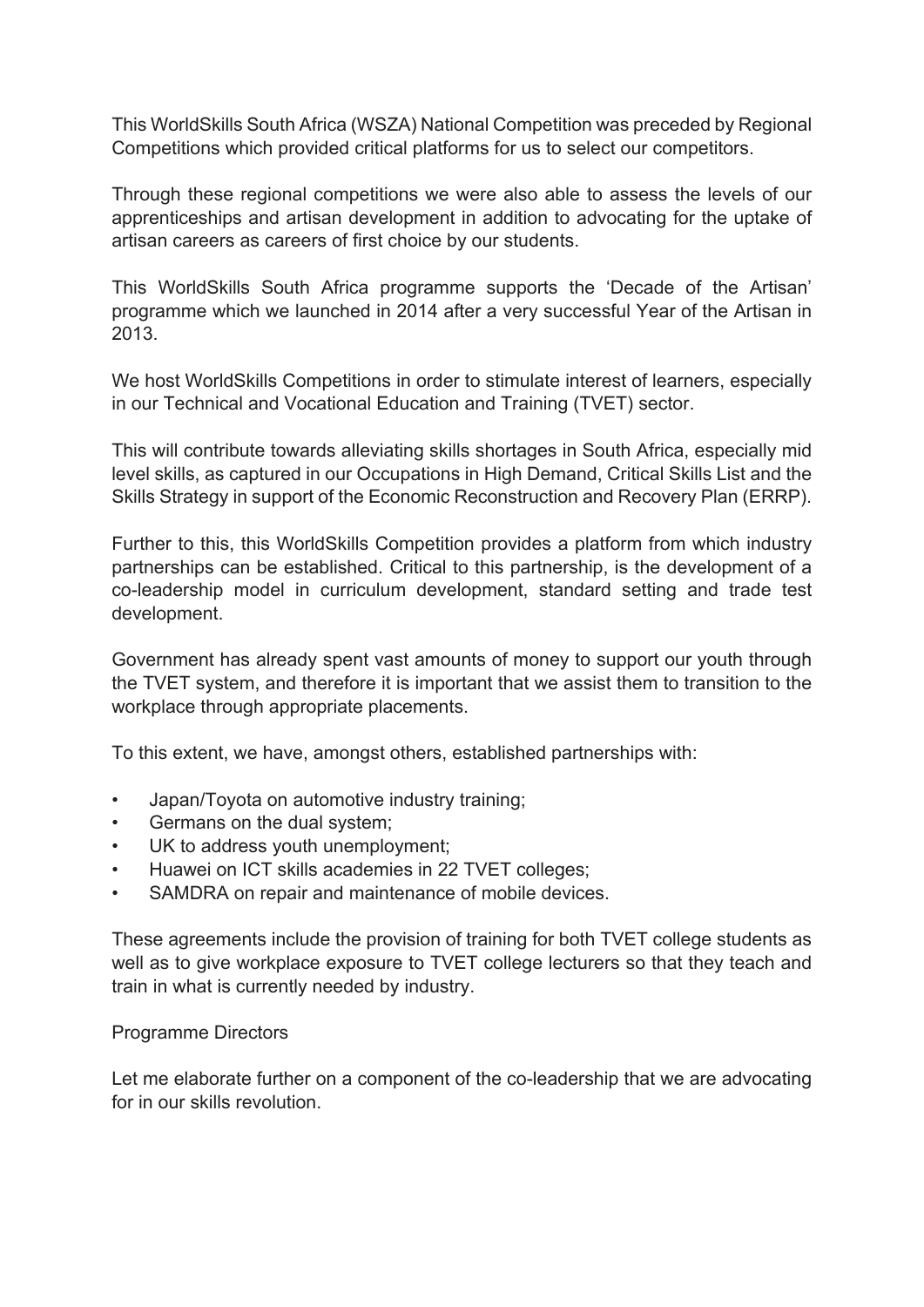This WorldSkills South Africa (WSZA) National Competition was preceded by Regional Competitions which provided critical platforms for us to select our competitors.

Through these regional competitions we were also able to assess the levels of our apprenticeships and artisan development in addition to advocating for the uptake of artisan careers as careers of first choice by our students.

This WorldSkills South Africa programme supports the 'Decade of the Artisan' programme which we launched in 2014 after a very successful Year of the Artisan in 2013.

We host WorldSkills Competitions in order to stimulate interest of learners, especially in our Technical and Vocational Education and Training (TVET) sector.

This will contribute towards alleviating skills shortages in South Africa, especially mid level skills, as captured in our Occupations in High Demand, Critical Skills List and the Skills Strategy in support of the Economic Reconstruction and Recovery Plan (ERRP).

Further to this, this WorldSkills Competition provides a platform from which industry partnerships can be established. Critical to this partnership, is the development of a co-leadership model in curriculum development, standard setting and trade test development.

Government has already spent vast amounts of money to support our youth through the TVET system, and therefore it is important that we assist them to transition to the workplace through appropriate placements.

To this extent, we have, amongst others, established partnerships with:

- Japan/Toyota on automotive industry training;
- Germans on the dual system;
- UK to address youth unemployment;
- Huawei on ICT skills academies in 22 TVET colleges;
- SAMDRA on repair and maintenance of mobile devices.

These agreements include the provision of training for both TVET college students as well as to give workplace exposure to TVET college lecturers so that they teach and train in what is currently needed by industry.

Programme Directors

Let me elaborate further on a component of the co-leadership that we are advocating for in our skills revolution.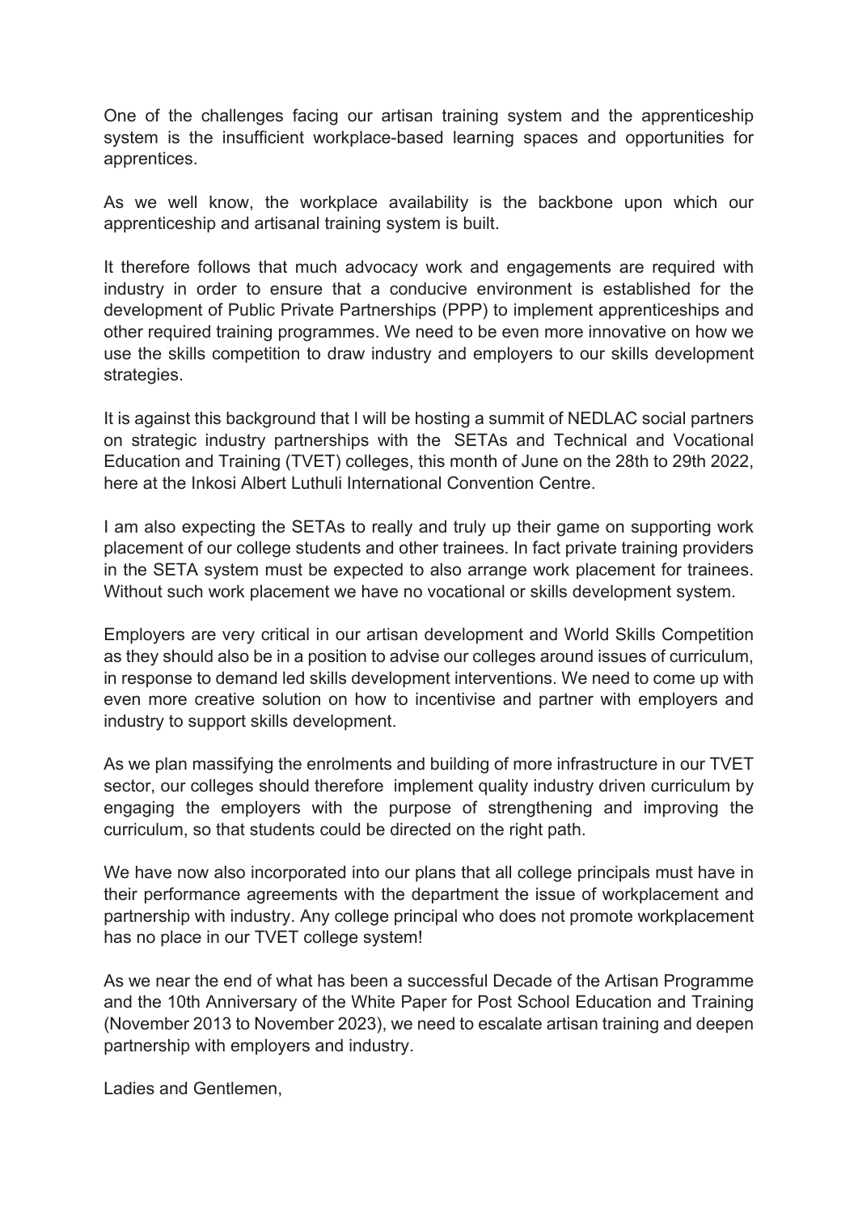One of the challenges facing our artisan training system and the apprenticeship system is the insufficient workplace-based learning spaces and opportunities for apprentices.

As we well know, the workplace availability is the backbone upon which our apprenticeship and artisanal training system is built.

It therefore follows that much advocacy work and engagements are required with industry in order to ensure that a conducive environment is established for the development of Public Private Partnerships (PPP) to implement apprenticeships and other required training programmes. We need to be even more innovative on how we use the skills competition to draw industry and employers to our skills development strategies.

It is against this background that I will be hosting a summit of NEDLAC social partners on strategic industry partnerships with the SETAs and Technical and Vocational Education and Training (TVET) colleges, this month of June on the 28th to 29th 2022, here at the Inkosi Albert Luthuli International Convention Centre.

I am also expecting the SETAs to really and truly up their game on supporting work placement of our college students and other trainees. In fact private training providers in the SETA system must be expected to also arrange work placement for trainees. Without such work placement we have no vocational or skills development system.

Employers are very critical in our artisan development and World Skills Competition as they should also be in a position to advise our colleges around issues of curriculum, in response to demand led skills development interventions. We need to come up with even more creative solution on how to incentivise and partner with employers and industry to support skills development.

As we plan massifying the enrolments and building of more infrastructure in our TVET sector, our colleges should therefore implement quality industry driven curriculum by engaging the employers with the purpose of strengthening and improving the curriculum, so that students could be directed on the right path.

We have now also incorporated into our plans that all college principals must have in their performance agreements with the department the issue of workplacement and partnership with industry. Any college principal who does not promote workplacement has no place in our TVET college system!

As we near the end of what has been a successful Decade of the Artisan Programme and the 10th Anniversary of the White Paper for Post School Education and Training (November 2013 to November 2023), we need to escalate artisan training and deepen partnership with employers and industry.

Ladies and Gentlemen,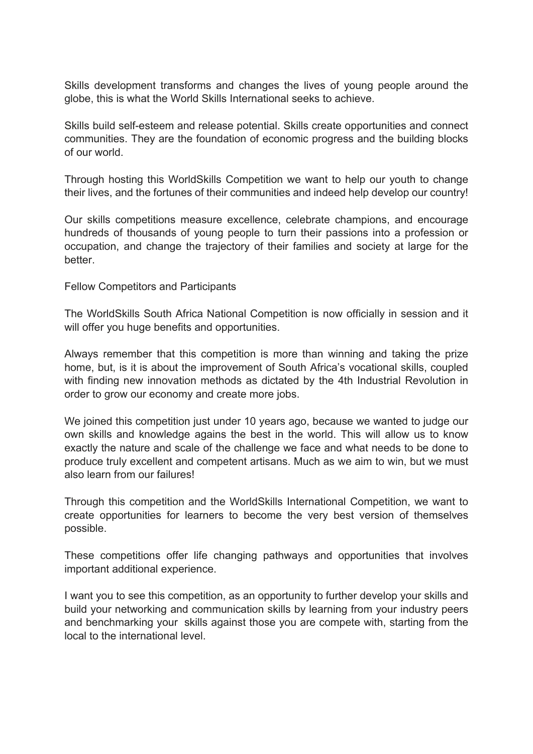Skills development transforms and changes the lives of young people around the globe, this is what the World Skills International seeks to achieve.

Skills build self-esteem and release potential. Skills create opportunities and connect communities. They are the foundation of economic progress and the building blocks of our world.

Through hosting this WorldSkills Competition we want to help our youth to change their lives, and the fortunes of their communities and indeed help develop our country!

Our skills competitions measure excellence, celebrate champions, and encourage hundreds of thousands of young people to turn their passions into a profession or occupation, and change the trajectory of their families and society at large for the better.

Fellow Competitors and Participants

The WorldSkills South Africa National Competition is now officially in session and it will offer you huge benefits and opportunities.

Always remember that this competition is more than winning and taking the prize home, but, is it is about the improvement of South Africa's vocational skills, coupled with finding new innovation methods as dictated by the 4th Industrial Revolution in order to grow our economy and create more jobs.

We joined this competition just under 10 years ago, because we wanted to judge our own skills and knowledge agains the best in the world. This will allow us to know exactly the nature and scale of the challenge we face and what needs to be done to produce truly excellent and competent artisans. Much as we aim to win, but we must also learn from our failures!

Through this competition and the WorldSkills International Competition, we want to create opportunities for learners to become the very best version of themselves possible.

These competitions offer life changing pathways and opportunities that involves important additional experience.

I want you to see this competition, as an opportunity to further develop your skills and build your networking and communication skills by learning from your industry peers and benchmarking your skills against those you are compete with, starting from the local to the international level.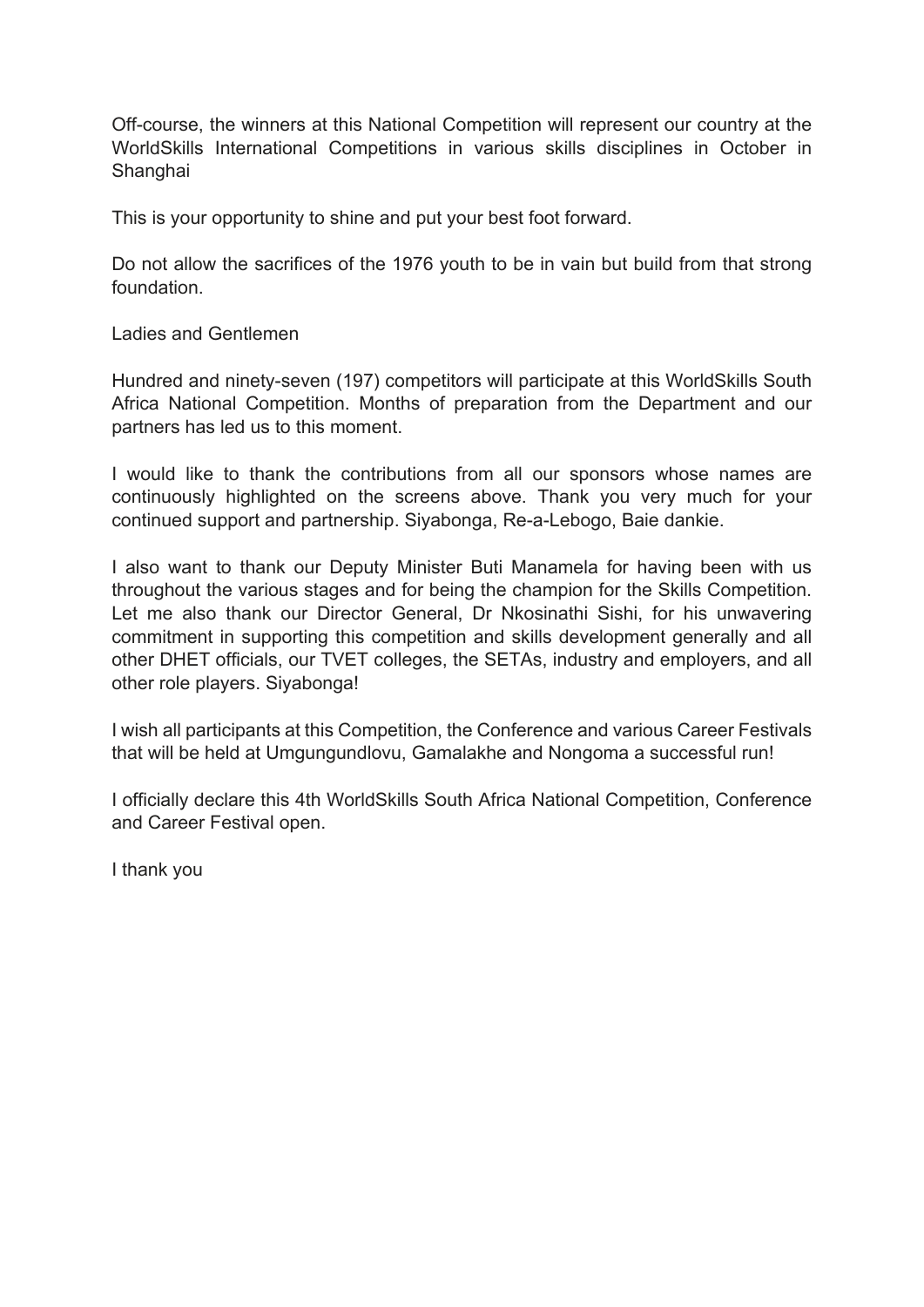Off-course, the winners at this National Competition will represent our country at the WorldSkills International Competitions in various skills disciplines in October in Shanghai

This is your opportunity to shine and put your best foot forward.

Do not allow the sacrifices of the 1976 youth to be in vain but build from that strong foundation.

Ladies and Gentlemen

Hundred and ninety-seven (197) competitors will participate at this WorldSkills South Africa National Competition. Months of preparation from the Department and our partners has led us to this moment.

I would like to thank the contributions from all our sponsors whose names are continuously highlighted on the screens above. Thank you very much for your continued support and partnership. Siyabonga, Re-a-Lebogo, Baie dankie.

I also want to thank our Deputy Minister Buti Manamela for having been with us throughout the various stages and for being the champion for the Skills Competition. Let me also thank our Director General, Dr Nkosinathi Sishi, for his unwavering commitment in supporting this competition and skills development generally and all other DHET officials, our TVET colleges, the SETAs, industry and employers, and all other role players. Siyabonga!

I wish all participants at this Competition, the Conference and various Career Festivals that will be held at Umgungundlovu, Gamalakhe and Nongoma a successful run!

I officially declare this 4th WorldSkills South Africa National Competition, Conference and Career Festival open.

I thank you